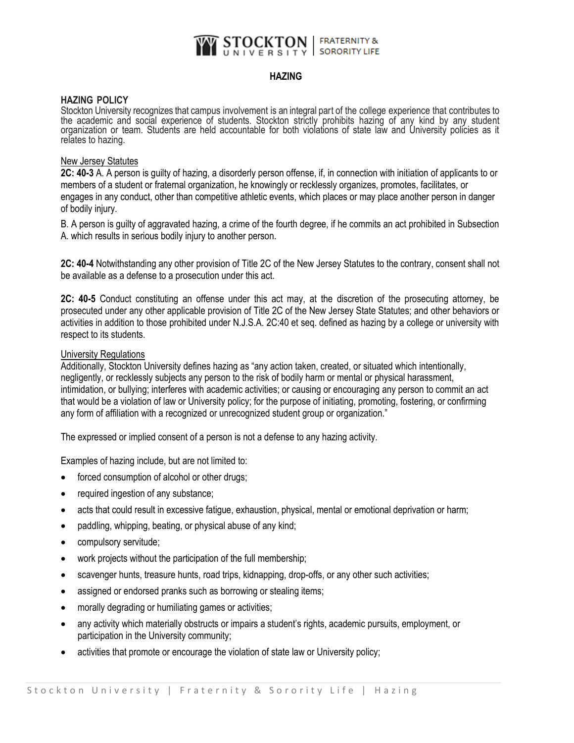STOCKTON UNIVERSITY | FRATERNITY & SORORITY LIFE

# HAZING

## HAZING POLICY

Stockton University recognizes that campus involvement is an integral part of the college experience that contributes to the academic and social experience of students. Stockton strictly prohibits hazing of any kind by any student organization or team. Students are held accountable for both violations of state law and University policies as it relates to hazing.

### New Jersey Statutes

**2C: 40-3** A. A person is guilty of hazing, a disorderly person offense, if, in connection with initiation of applicants to or members of a student or fraternal organization, he knowingly or recklessly organizes, promotes, facilitates, or engages in any conduct, other than competitive athletic events, which places or may place another person in danger of bodily injury.

B. A person is guilty of aggravated hazing, a crime of the fourth degree, if he commits an act prohibited in Subsection A. which results in serious bodily injury to another person.

**2C: 40-4** Notwithstanding any other provision of Title 2C of the New Jersey Statutes to the contrary, consent shall not be available as a defense to a prosecution under this act.

**2C: 40-5** Conduct constituting an offense under this act may, at the discretion of the prosecuting attorney, be prosecuted under any other applicable provision of Title 2C of the New Jersey State Statutes; and other behaviors or activities in addition to those prohibited under N.J.S.A. 2C:40 et seq. defined as hazing by a college or university with respect to its students.

### University Regulations

Additionally, Stockton University defines hazing as "any action taken, created, or situated which intentionally, negligently, or recklessly subjects any person to the risk of bodily harm or mental or physical harassment, intimidation, or bullying; interferes with academic activities; or causing or encouraging any person to commit an act that would be a violation of law or University policy; for the purpose of initiating, promoting, fostering, or confirming any form of affiliation with a recognized or unrecognized student group or organization."

The expressed or implied consent of a person is not a defense to any hazing activity.

Examples of hazing include, but are not limited to:

- forced consumption of alcohol or other drugs;
- required ingestion of any substance;
- acts that could result in excessive fatigue, exhaustion, physical, mental or emotional deprivation or harm;
- paddling, whipping, beating, or physical abuse of any kind;
- compulsory servitude;
- work projects without the participation of the full membership;
- scavenger hunts, treasure hunts, road trips, kidnapping, drop-offs, or any other such activities;
- assigned or endorsed pranks such as borrowing or stealing items;
- morally degrading or humiliating games or activities;
- any activity which materially obstructs or impairs a student's rights, academic pursuits, employment, or participation in the University community;
- activities that promote or encourage the violation of state law or University policy;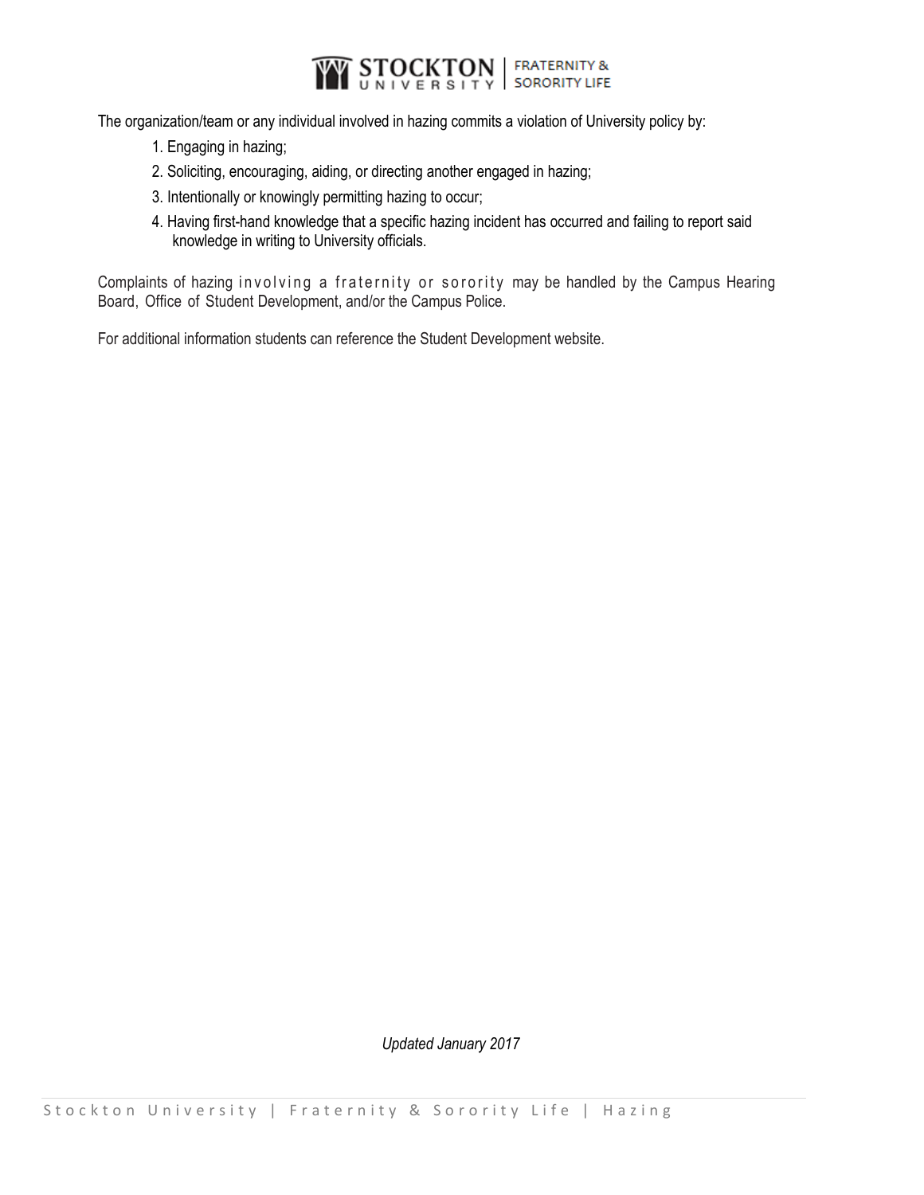The organization/team or any individual involved in hazing commits a violation of University policy by:

1. Engaging in hazing;
2. Soliciting, encouraging, aiding, or directing another engaged in hazing;
3. Intentionally or knowingly permitting hazing to occur;
4. Having first-hand knowledge that a specific hazing incident has occurred and failing to report said knowledge in writing to University officials.

Complaints of hazing involving a fraternity or sorority may be handled by the Campus Hearing Board, Office of Student Development, and/or the Campus Police.

For additional information students can reference the Student Development website.

*Updated January 2017*